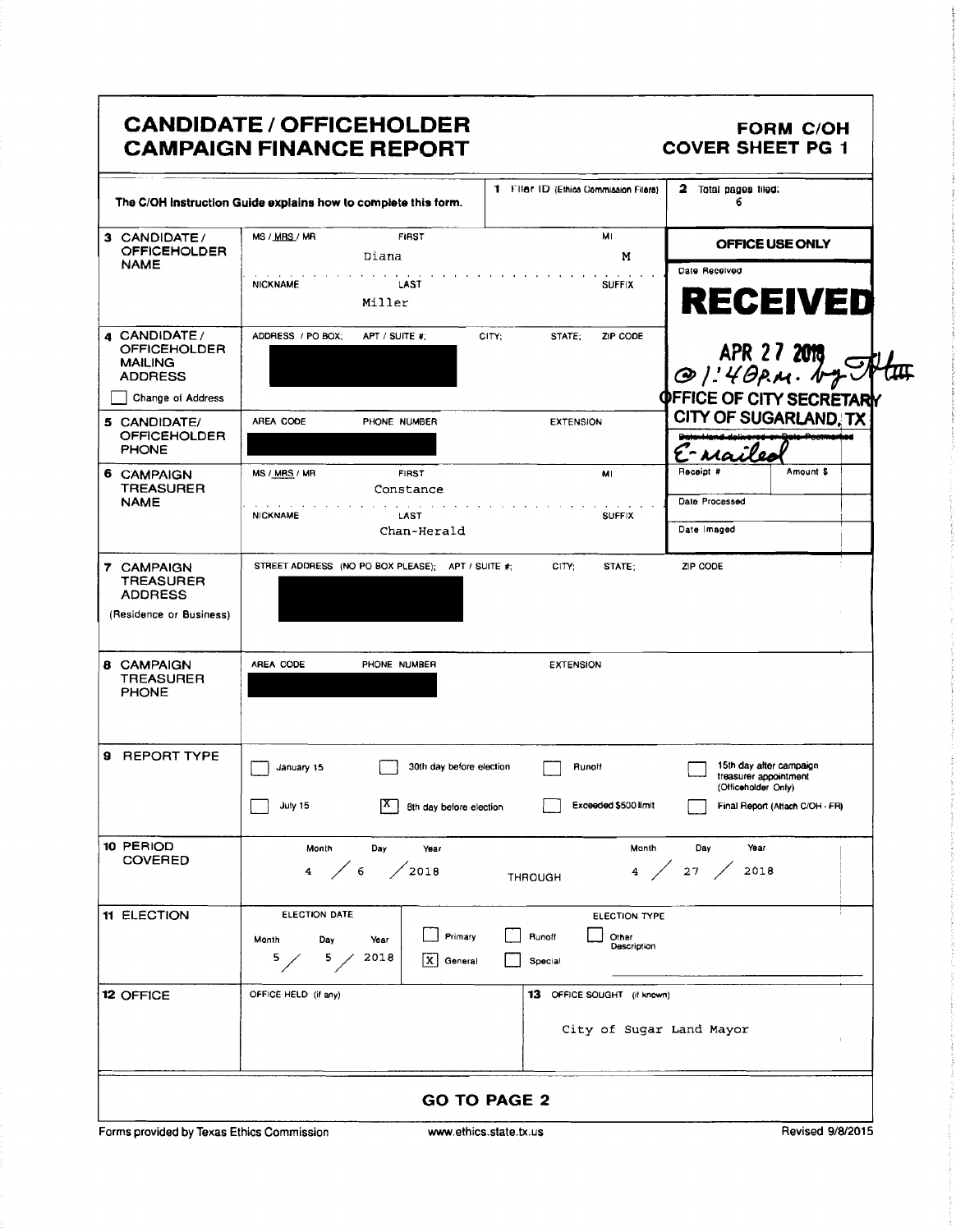# CANDIDATE / OFFICEHOLDER CAMPAIGN FINANCE REPORT

**FORM C/OH**
**COVER SHEET PG 1**

The C/OH Instruction Guide explains how to complete this form.

| | | | |
|---|---|---|---|
| **1** Filer ID (Ethics Commission Filers) | | **2** Total pages filed: 6 | |
| **3 CANDIDATE / OFFICEHOLDER NAME** | MS / MRS / MR — FIRST: Diana — MI: M<br>NICKNAME — LAST: Miller — SUFFIX | **OFFICE USE ONLY**<br>Date Received<br>**RECEIVED**<br>APR 27 2018<br>@ 1:40 P.M. by [initials]<br>OFFICE OF CITY SECRETARY<br>CITY OF SUGARLAND, TX<br>~~Date Hand-delivered or Date Postmarked~~<br>E-mailed | |
| **4 CANDIDATE / OFFICEHOLDER MAILING ADDRESS**<br>☐ Change of Address | ADDRESS / PO BOX; APT / SUITE #; CITY; STATE; ZIP CODE<br>[REDACTED] | | |
| **5 CANDIDATE / OFFICEHOLDER PHONE** | AREA CODE — PHONE NUMBER — EXTENSION<br>[REDACTED] | | |
| **6 CAMPAIGN TREASURER NAME** | MS / MRS / MR — FIRST: Constance — MI<br>NICKNAME — LAST: Chan-Herald — SUFFIX | Receipt # — Amount $<br>Date Processed<br>Date Imaged | |
| **7 CAMPAIGN TREASURER ADDRESS** (Residence or Business) | STREET ADDRESS (NO PO BOX PLEASE); APT / SUITE #; CITY; STATE; ZIP CODE<br>[REDACTED] | | |
| **8 CAMPAIGN TREASURER PHONE** | AREA CODE — PHONE NUMBER — EXTENSION<br>[REDACTED] | | |

**9 REPORT TYPE**

- ☐ January 15
- ☐ July 15
- ☐ 30th day before election
- ☒ 8th day before election
- ☐ Runoff
- ☐ Exceeded $500 limit
- ☐ 15th day after campaign treasurer appointment (Officeholder Only)
- ☐ Final Report (Attach C/OH - FR)

**10 PERIOD COVERED**

| Month | Day | Year | | Month | Day | Year |
|---|---|---|---|---|---|---|
| 4 | 6 | 2018 | THROUGH | 4 | 27 | 2018 |

**11 ELECTION**

ELECTION DATE: Month 5 / Day 5 / Year 2018

ELECTION TYPE:
- ☐ Primary
- ☒ General
- ☐ Runoff
- ☐ Special
- ☐ Other Description

**12 OFFICE**

OFFICE HELD (if any):

**13** OFFICE SOUGHT (if known): City of Sugar Land Mayor

**GO TO PAGE 2**

Forms provided by Texas Ethics Commission — www.ethics.state.tx.us — Revised 9/8/2015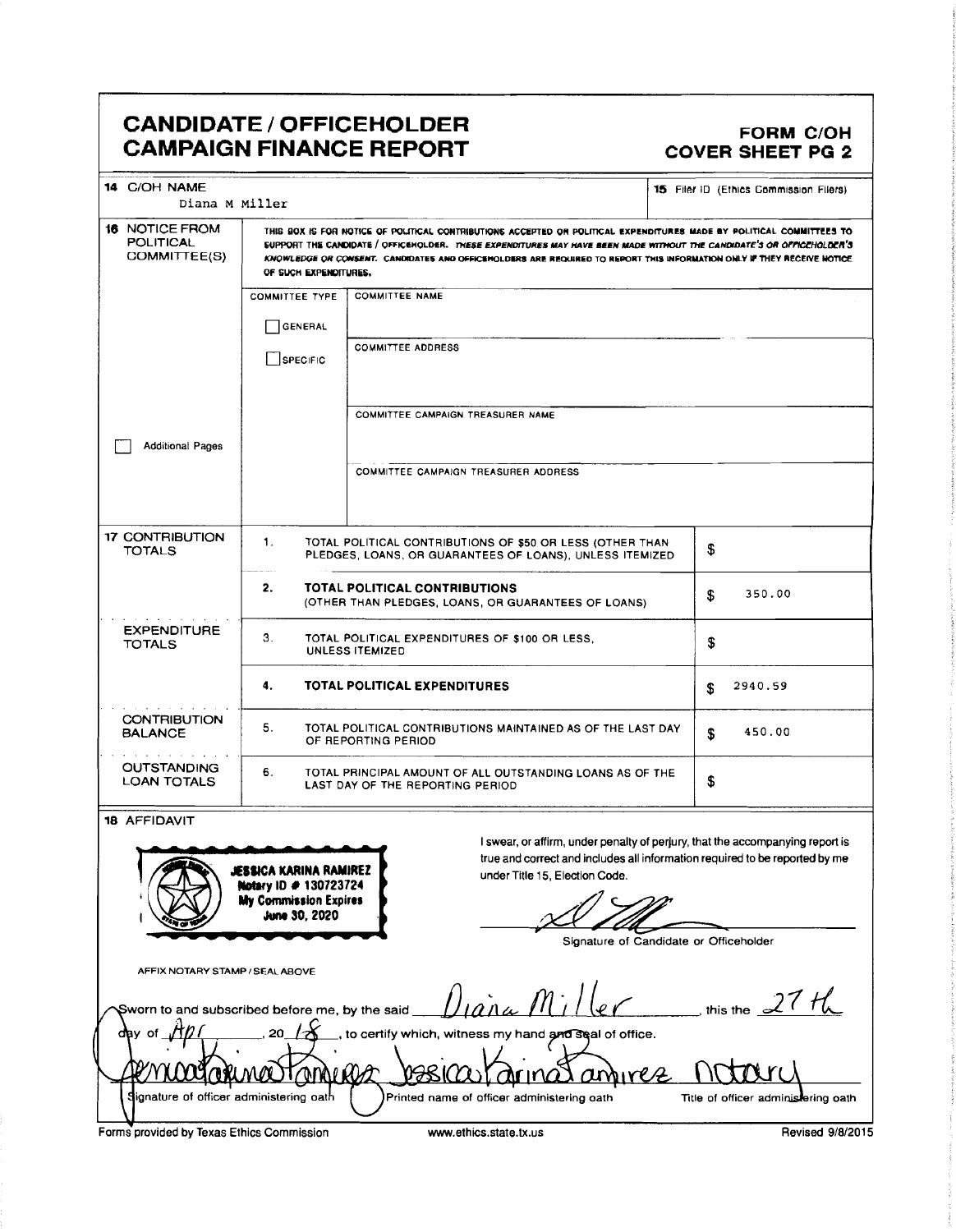# CANDIDATE / OFFICEHOLDER CAMPAIGN FINANCE REPORT

**FORM C/OH COVER SHEET PG 2**

| | | | |
|---|---|---|---|
| **14** C/OH NAME | Diana M Miller | **15** Filer ID (Ethics Commission Filers) | |

**16 NOTICE FROM POLITICAL COMMITTEE(S)**

THIS BOX IS FOR NOTICE OF POLITICAL CONTRIBUTIONS ACCEPTED OR POLITICAL EXPENDITURES MADE BY POLITICAL COMMITTEES TO SUPPORT THE CANDIDATE / OFFICEHOLDER. *THESE EXPENDITURES MAY HAVE BEEN MADE WITHOUT THE CANDIDATE'S OR OFFICEHOLDER'S KNOWLEDGE OR CONSENT.* CANDIDATES AND OFFICEHOLDERS ARE REQUIRED TO REPORT THIS INFORMATION ONLY IF THEY RECEIVE NOTICE OF SUCH EXPENDITURES.

| COMMITTEE TYPE | |
|---|---|
| ☐ GENERAL | COMMITTEE NAME |
| ☐ SPECIFIC | COMMITTEE ADDRESS |
| | COMMITTEE CAMPAIGN TREASURER NAME |
| | COMMITTEE CAMPAIGN TREASURER ADDRESS |

☐ Additional Pages

| | | | |
|---|---|---|---|
| **17 CONTRIBUTION TOTALS** | 1. | TOTAL POLITICAL CONTRIBUTIONS OF $50 OR LESS (OTHER THAN PLEDGES, LOANS, OR GUARANTEES OF LOANS), UNLESS ITEMIZED | $ |
| | 2. | **TOTAL POLITICAL CONTRIBUTIONS** (OTHER THAN PLEDGES, LOANS, OR GUARANTEES OF LOANS) | $ 350.00 |
| **EXPENDITURE TOTALS** | 3. | TOTAL POLITICAL EXPENDITURES OF $100 OR LESS, UNLESS ITEMIZED | $ |
| | 4. | **TOTAL POLITICAL EXPENDITURES** | $ 2940.59 |
| **CONTRIBUTION BALANCE** | 5. | TOTAL POLITICAL CONTRIBUTIONS MAINTAINED AS OF THE LAST DAY OF REPORTING PERIOD | $ 450.00 |
| **OUTSTANDING LOAN TOTALS** | 6. | TOTAL PRINCIPAL AMOUNT OF ALL OUTSTANDING LOANS AS OF THE LAST DAY OF THE REPORTING PERIOD | $ |

**18 AFFIDAVIT**

JESSICA KARINA RAMIREZ
Notary ID # 130723724
My Commission Expires
June 30, 2020

I swear, or affirm, under penalty of perjury, that the accompanying report is true and correct and includes all information required to be reported by me under Title 15, Election Code.

Signature of Candidate or Officeholder

AFFIX NOTARY STAMP / SEAL ABOVE

Sworn to and subscribed before me, by the said Diana Miller, this the 27th day of Apr, 20 18, to certify which, witness my hand and seal of office.

| Signature of officer administering oath | Printed name of officer administering oath: Jessica Karina Ramirez | Title of officer administering oath: notary |
|---|---|---|

Forms provided by Texas Ethics Commission www.ethics.state.tx.us Revised 9/8/2015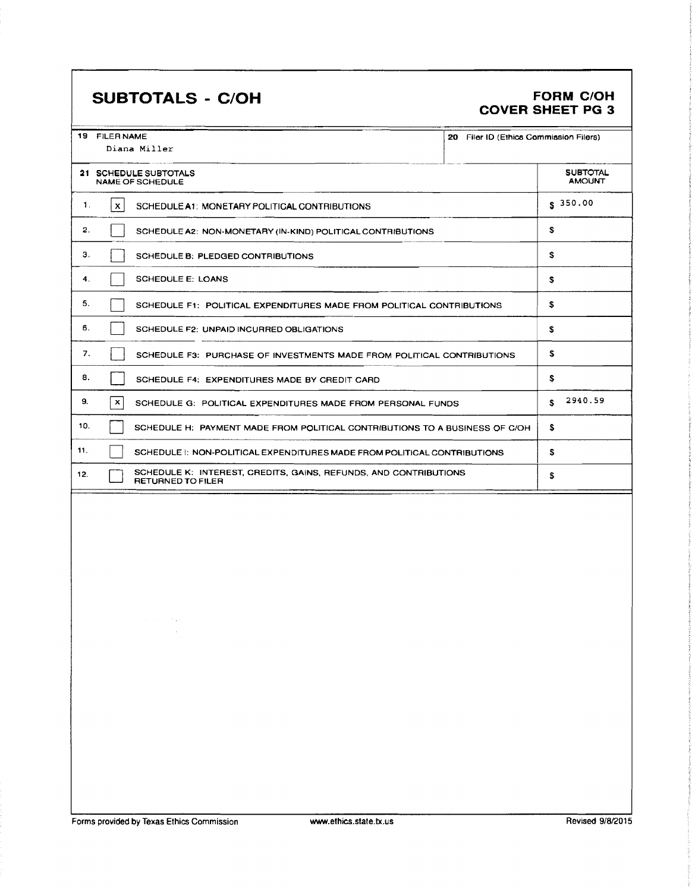# SUBTOTALS - C/OH

## FORM C/OH COVER SHEET PG 3

| 19 FILER NAME | 20 Filer ID (Ethics Commission Filers) |
| --- | --- |
| Diana Miller | |

| 21 SCHEDULE SUBTOTALS NAME OF SCHEDULE | | SUBTOTAL AMOUNT |
| --- | --- | --- |
| 1. | [x] SCHEDULE A1: MONETARY POLITICAL CONTRIBUTIONS | $ 350.00 |
| 2. | [ ] SCHEDULE A2: NON-MONETARY (IN-KIND) POLITICAL CONTRIBUTIONS | $ |
| 3. | [ ] SCHEDULE B: PLEDGED CONTRIBUTIONS | $ |
| 4. | [ ] SCHEDULE E: LOANS | $ |
| 5. | [ ] SCHEDULE F1: POLITICAL EXPENDITURES MADE FROM POLITICAL CONTRIBUTIONS | $ |
| 6. | [ ] SCHEDULE F2: UNPAID INCURRED OBLIGATIONS | $ |
| 7. | [ ] SCHEDULE F3: PURCHASE OF INVESTMENTS MADE FROM POLITICAL CONTRIBUTIONS | $ |
| 8. | [ ] SCHEDULE F4: EXPENDITURES MADE BY CREDIT CARD | $ |
| 9. | [x] SCHEDULE G: POLITICAL EXPENDITURES MADE FROM PERSONAL FUNDS | $ 2940.59 |
| 10. | [ ] SCHEDULE H: PAYMENT MADE FROM POLITICAL CONTRIBUTIONS TO A BUSINESS OF C/OH | $ |
| 11. | [ ] SCHEDULE I: NON-POLITICAL EXPENDITURES MADE FROM POLITICAL CONTRIBUTIONS | $ |
| 12. | [ ] SCHEDULE K: INTEREST, CREDITS, GAINS, REFUNDS, AND CONTRIBUTIONS RETURNED TO FILER | $ |

Forms provided by Texas Ethics Commission www.ethics.state.tx.us Revised 9/8/2015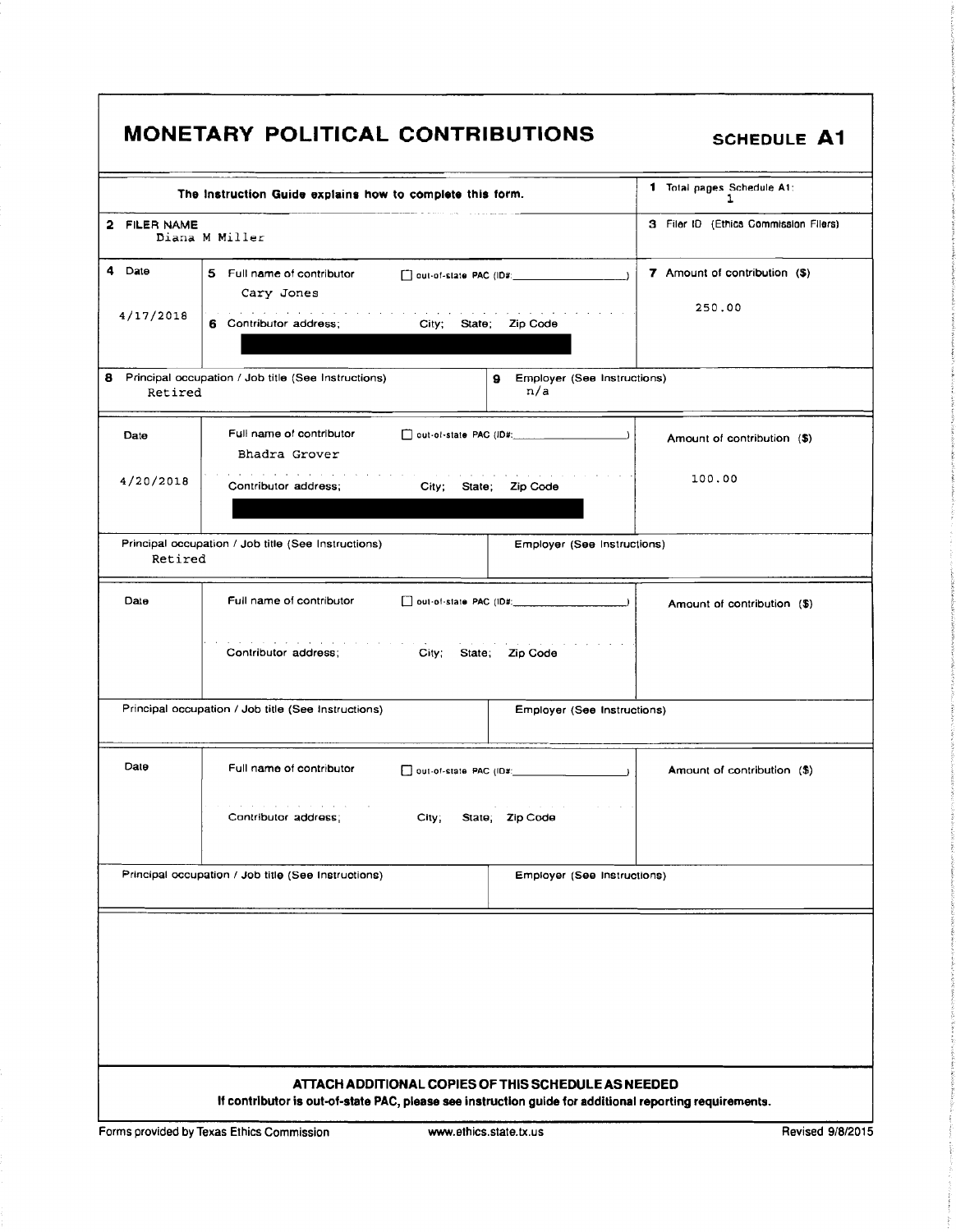# MONETARY POLITICAL CONTRIBUTIONS

**SCHEDULE A1**

The Instruction Guide explains how to complete this form.

**1** Total pages Schedule A1: 1

**2** FILER NAME
Diana M Miller

**3** Filer ID (Ethics Commission Filers)

| **4** Date | **5** Full name of contributor / ☐ out-of-state PAC (ID#: ) / **6** Contributor address; City; State; Zip Code | **7** Amount of contribution ($) |
|---|---|---|
| 4/17/2018 | Cary Jones<br>[REDACTED] | 250.00 |

**8** Principal occupation / Job title (See Instructions): Retired
**9** Employer (See Instructions): n/a

| Date | Full name of contributor / ☐ out-of-state PAC (ID#: ) / Contributor address; City; State; Zip Code | Amount of contribution ($) |
|---|---|---|
| 4/20/2018 | Bhadra Grover<br>[REDACTED] | 100.00 |

Principal occupation / Job title (See Instructions): Retired
Employer (See Instructions):

| Date | Full name of contributor / ☐ out-of-state PAC (ID#: ) / Contributor address; City; State; Zip Code | Amount of contribution ($) |
|---|---|---|
| | | |

Principal occupation / Job title (See Instructions):
Employer (See Instructions):

| Date | Full name of contributor / ☐ out-of-state PAC (ID#: ) / Contributor address; City; State; Zip Code | Amount of contribution ($) |
|---|---|---|
| | | |

Principal occupation / Job title (See Instructions):
Employer (See Instructions):

**ATTACH ADDITIONAL COPIES OF THIS SCHEDULE AS NEEDED**

**If contributor is out-of-state PAC, please see instruction guide for additional reporting requirements.**

Forms provided by Texas Ethics Commission www.ethics.state.tx.us Revised 9/8/2015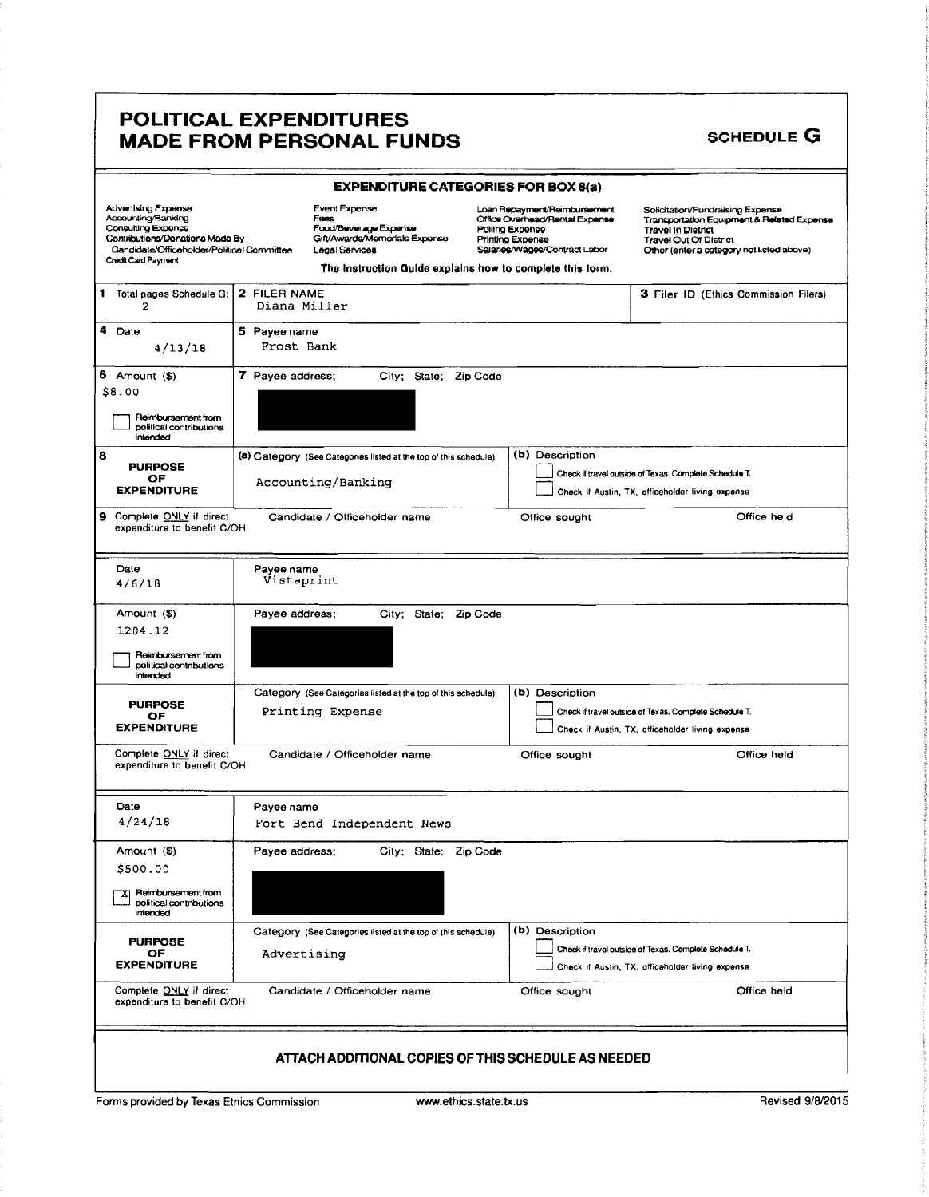# POLITICAL EXPENDITURES MADE FROM PERSONAL FUNDS

**SCHEDULE G**

### EXPENDITURE CATEGORIES FOR BOX 8(a)

| | | | |
|---|---|---|---|
| Advertising Expense | Event Expense | Loan Repayment/Reimbursement | Solicitation/Fundraising Expense |
| Accounting/Banking | Fees | Office Overhead/Rental Expense | Transportation Equipment & Related Expense |
| Consulting Expense | Food/Beverage Expense | Polling Expense | Travel In District |
| Contributions/Donations Made By Candidate/Officeholder/Political Committee | Gift/Awards/Memorials Expense | Printing Expense | Travel Out Of District |
| Credit Card Payment | Legal Services | Salaries/Wages/Contract Labor | Other (enter a category not listed above) |

**The Instruction Guide explains how to complete this form.**

**1** Total pages Schedule G: 2

**2** FILER NAME: Diana Miller

**3** Filer ID (Ethics Commission Filers):

---

**4** Date: 4/13/18

**5** Payee name: Frost Bank

**6** Amount ($): $8.00

☐ Reimbursement from political contributions intended

**7** Payee address; City; State; Zip Code: [redacted]

**8** PURPOSE OF EXPENDITURE

(a) Category (See Categories listed at the top of this schedule): Accounting/Banking

(b) Description:

☐ Check if travel outside of Texas. Complete Schedule T.

☐ Check if Austin, TX, officeholder living expense

**9** Complete ONLY if direct expenditure to benefit C/OH

Candidate / Officeholder name: | Office sought: | Office held:

---

Date: 4/6/18

Payee name: Vistaprint

Amount ($): 1204.12

☐ Reimbursement from political contributions intended

Payee address; City; State; Zip Code: [redacted]

PURPOSE OF EXPENDITURE

Category (See Categories listed at the top of this schedule): Printing Expense

(b) Description:

☐ Check if travel outside of Texas. Complete Schedule T.

☐ Check if Austin, TX, officeholder living expense

Complete ONLY if direct expenditure to benefit C/OH

Candidate / Officeholder name: | Office sought: | Office held:

---

Date: 4/24/18

Payee name: Fort Bend Independent News

Amount ($): $500.00

☒ Reimbursement from political contributions intended

Payee address; City; State; Zip Code: [redacted]

PURPOSE OF EXPENDITURE

Category (See Categories listed at the top of this schedule): Advertising

(b) Description:

☐ Check if travel outside of Texas. Complete Schedule T.

☐ Check if Austin, TX, officeholder living expense

Complete ONLY if direct expenditure to benefit C/OH

Candidate / Officeholder name: | Office sought: | Office held:

---

**ATTACH ADDITIONAL COPIES OF THIS SCHEDULE AS NEEDED**

Forms provided by Texas Ethics Commission | www.ethics.state.tx.us | Revised 9/8/2015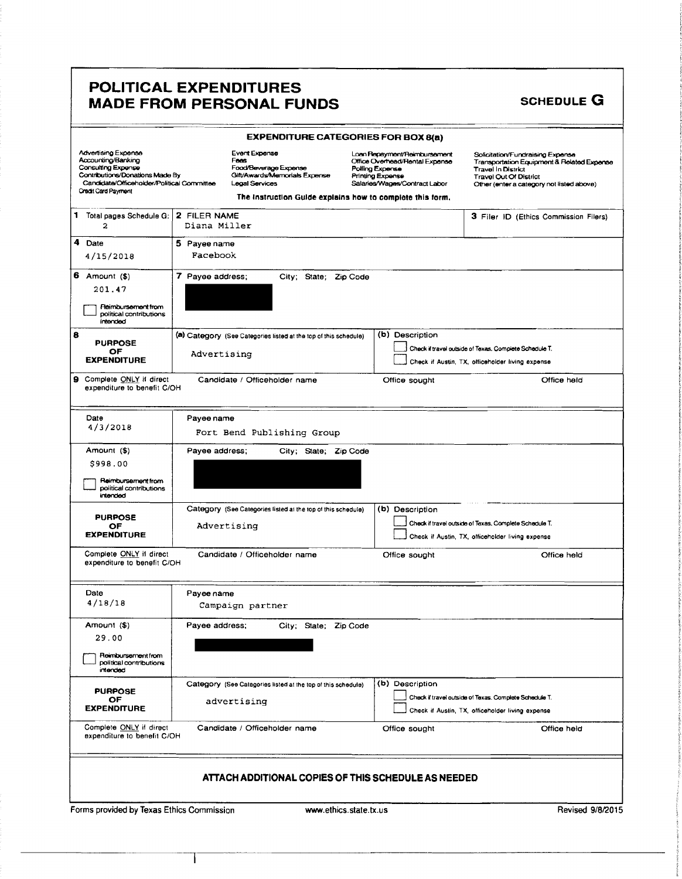# POLITICAL EXPENDITURES MADE FROM PERSONAL FUNDS

## SCHEDULE G

### EXPENDITURE CATEGORIES FOR BOX 8(a)

| | | | |
|---|---|---|---|
| Advertising Expense<br>Accounting/Banking<br>Consulting Expense<br>Contributions/Donations Made By Candidate/Officeholder/Political Committee<br>Credit Card Payment | Event Expense<br>Fees<br>Food/Beverage Expense<br>Gift/Awards/Memorials Expense<br>Legal Services | Loan Repayment/Reimbursement<br>Office Overhead/Rental Expense<br>Polling Expense<br>Printing Expense<br>Salaries/Wages/Contract Labor | Solicitation/Fundraising Expense<br>Transportation Equipment & Related Expense<br>Travel In District<br>Travel Out Of District<br>Other (enter a category not listed above) |

The Instruction Guide explains how to complete this form.

| | | | |
|---|---|---|---|
| 1 Total pages Schedule G: 2 | 2 FILER NAME Diana Miller | | 3 Filer ID (Ethics Commission Filers) |
| 4 Date 4/15/2018 | 5 Payee name Facebook | | |
| 6 Amount ($) 201.47<br>☐ Reimbursement from political contributions intended | 7 Payee address; City; State; Zip Code<br>[REDACTED] | | |
| 8 PURPOSE OF EXPENDITURE | (a) Category (See Categories listed at the top of this schedule)<br>Advertising | (b) Description<br>☐ Check if travel outside of Texas. Complete Schedule T.<br>☐ Check if Austin, TX, officeholder living expense | |
| 9 Complete ONLY if direct expenditure to benefit C/OH | Candidate / Officeholder name | Office sought | Office held |

| | | | |
|---|---|---|---|
| Date 4/3/2018 | Payee name Fort Bend Publishing Group | | |
| Amount ($) $998.00<br>☐ Reimbursement from political contributions intended | Payee address; City; State; Zip Code<br>[REDACTED] | | |
| PURPOSE OF EXPENDITURE | Category (See Categories listed at the top of this schedule)<br>Advertising | (b) Description<br>☐ Check if travel outside of Texas. Complete Schedule T.<br>☐ Check if Austin, TX, officeholder living expense | |
| Complete ONLY if direct expenditure to benefit C/OH | Candidate / Officeholder name | Office sought | Office held |

| | | | |
|---|---|---|---|
| Date 4/18/18 | Payee name Campaign partner | | |
| Amount ($) 29.00<br>☐ Reimbursement from political contributions intended | Payee address; City; State; Zip Code<br>[REDACTED] | | |
| PURPOSE OF EXPENDITURE | Category (See Categories listed at the top of this schedule)<br>advertising | (b) Description<br>☐ Check if travel outside of Texas. Complete Schedule T.<br>☐ Check if Austin, TX, officeholder living expense | |
| Complete ONLY if direct expenditure to benefit C/OH | Candidate / Officeholder name | Office sought | Office held |

**ATTACH ADDITIONAL COPIES OF THIS SCHEDULE AS NEEDED**

Forms provided by Texas Ethics Commission www.ethics.state.tx.us Revised 9/8/2015